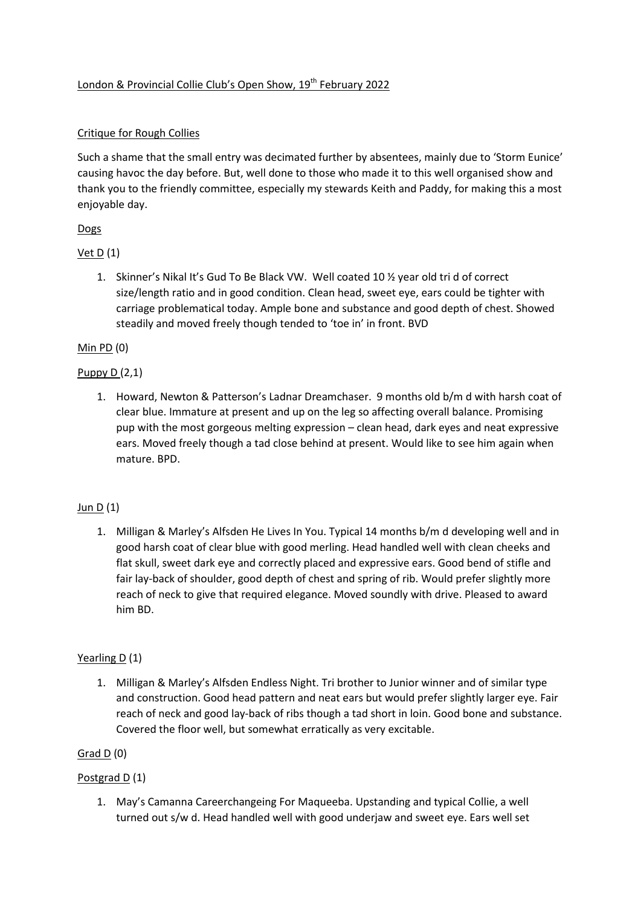London & Provincial Collie Club's Open Show, 19th February 2022

Critique for Rough Collies

Such a shame that the small entry was decimated further by absentees, mainly due to 'Storm Eunice' causing havoc the day before. But, well done to those who made it to this well organised show and thank you to the friendly committee, especially my stewards Keith and Paddy, for making this a most enjoyable day.

Dogs

Vet D (1)

1. Skinner's Nikal It's Gud To Be Black VW. Well coated 10 ½ year old tri d of correct size/length ratio and in good condition. Clean head, sweet eye, ears could be tighter with carriage problematical today. Ample bone and substance and good depth of chest. Showed steadily and moved freely though tended to 'toe in' in front. BVD

Min PD (0)

Puppy D (2,1)

1. Howard, Newton & Patterson's Ladnar Dreamchaser. 9 months old b/m d with harsh coat of clear blue. Immature at present and up on the leg so affecting overall balance. Promising pup with the most gorgeous melting expression – clean head, dark eyes and neat expressive ears. Moved freely though a tad close behind at present. Would like to see him again when mature. BPD.

Jun D (1)

1. Milligan & Marley's Alfsden He Lives In You. Typical 14 months b/m d developing well and in good harsh coat of clear blue with good merling. Head handled well with clean cheeks and flat skull, sweet dark eye and correctly placed and expressive ears. Good bend of stifle and fair lay-back of shoulder, good depth of chest and spring of rib. Would prefer slightly more reach of neck to give that required elegance. Moved soundly with drive. Pleased to award him BD.

Yearling D (1)

1. Milligan & Marley's Alfsden Endless Night. Tri brother to Junior winner and of similar type and construction. Good head pattern and neat ears but would prefer slightly larger eye. Fair reach of neck and good lay-back of ribs though a tad short in loin. Good bone and substance. Covered the floor well, but somewhat erratically as very excitable.

Grad D (0)

Postgrad D (1)

1. May's Camanna Careerchangeing For Maqueeba. Upstanding and typical Collie, a well turned out s/w d. Head handled well with good underjaw and sweet eye. Ears well set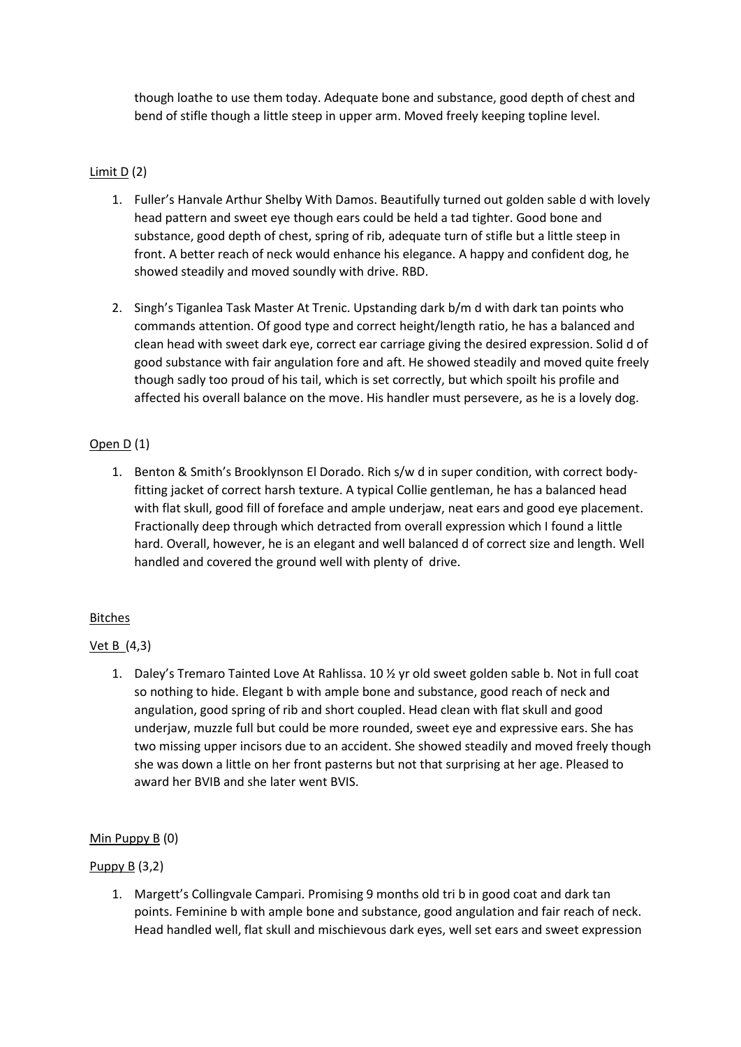though loathe to use them today. Adequate bone and substance, good depth of chest and bend of stifle though a little steep in upper arm. Moved freely keeping topline level.

<u>Limit D</u> (2)

1. Fuller's Hanvale Arthur Shelby With Damos. Beautifully turned out golden sable d with lovely head pattern and sweet eye though ears could be held a tad tighter. Good bone and substance, good depth of chest, spring of rib, adequate turn of stifle but a little steep in front. A better reach of neck would enhance his elegance. A happy and confident dog, he showed steadily and moved soundly with drive. RBD.

2. Singh's Tiganlea Task Master At Trenic. Upstanding dark b/m d with dark tan points who commands attention. Of good type and correct height/length ratio, he has a balanced and clean head with sweet dark eye, correct ear carriage giving the desired expression. Solid d of good substance with fair angulation fore and aft. He showed steadily and moved quite freely though sadly too proud of his tail, which is set correctly, but which spoilt his profile and affected his overall balance on the move. His handler must persevere, as he is a lovely dog.

<u>Open D</u> (1)

1. Benton & Smith's Brooklynson El Dorado. Rich s/w d in super condition, with correct body-fitting jacket of correct harsh texture. A typical Collie gentleman, he has a balanced head with flat skull, good fill of foreface and ample underjaw, neat ears and good eye placement. Fractionally deep through which detracted from overall expression which I found a little hard. Overall, however, he is an elegant and well balanced d of correct size and length. Well handled and covered the ground well with plenty of drive.

<u>Bitches</u>

<u>Vet B</u> (4,3)

1. Daley's Tremaro Tainted Love At Rahlissa. 10 ½ yr old sweet golden sable b. Not in full coat so nothing to hide. Elegant b with ample bone and substance, good reach of neck and angulation, good spring of rib and short coupled. Head clean with flat skull and good underjaw, muzzle full but could be more rounded, sweet eye and expressive ears. She has two missing upper incisors due to an accident. She showed steadily and moved freely though she was down a little on her front pasterns but not that surprising at her age. Pleased to award her BVIB and she later went BVIS.

<u>Min Puppy B</u> (0)

<u>Puppy B</u> (3,2)

1. Margett's Collingvale Campari. Promising 9 months old tri b in good coat and dark tan points. Feminine b with ample bone and substance, good angulation and fair reach of neck. Head handled well, flat skull and mischievous dark eyes, well set ears and sweet expression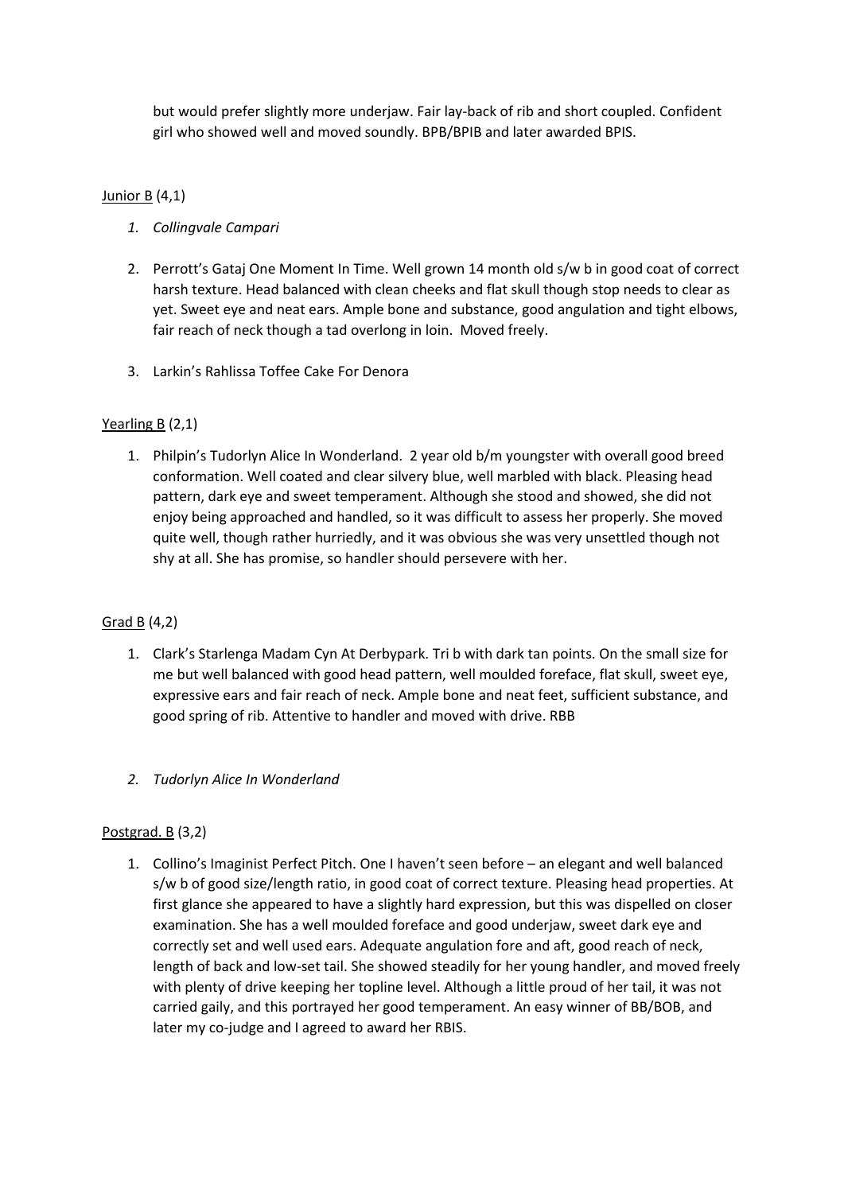but would prefer slightly more underjaw. Fair lay-back of rib and short coupled. Confident girl who showed well and moved soundly. BPB/BPIB and later awarded BPIS.

<u>Junior B</u> (4,1)

1. *Collingvale Campari*

2. Perrott's Gataj One Moment In Time. Well grown 14 month old s/w b in good coat of correct harsh texture. Head balanced with clean cheeks and flat skull though stop needs to clear as yet. Sweet eye and neat ears. Ample bone and substance, good angulation and tight elbows, fair reach of neck though a tad overlong in loin. Moved freely.

3. Larkin's Rahlissa Toffee Cake For Denora

<u>Yearling B</u> (2,1)

1. Philpin's Tudorlyn Alice In Wonderland. 2 year old b/m youngster with overall good breed conformation. Well coated and clear silvery blue, well marbled with black. Pleasing head pattern, dark eye and sweet temperament. Although she stood and showed, she did not enjoy being approached and handled, so it was difficult to assess her properly. She moved quite well, though rather hurriedly, and it was obvious she was very unsettled though not shy at all. She has promise, so handler should persevere with her.

<u>Grad B</u> (4,2)

1. Clark's Starlenga Madam Cyn At Derbypark. Tri b with dark tan points. On the small size for me but well balanced with good head pattern, well moulded foreface, flat skull, sweet eye, expressive ears and fair reach of neck. Ample bone and neat feet, sufficient substance, and good spring of rib. Attentive to handler and moved with drive. RBB

2. *Tudorlyn Alice In Wonderland*

<u>Postgrad. B</u> (3,2)

1. Collino's Imaginist Perfect Pitch. One I haven't seen before – an elegant and well balanced s/w b of good size/length ratio, in good coat of correct texture. Pleasing head properties. At first glance she appeared to have a slightly hard expression, but this was dispelled on closer examination. She has a well moulded foreface and good underjaw, sweet dark eye and correctly set and well used ears. Adequate angulation fore and aft, good reach of neck, length of back and low-set tail. She showed steadily for her young handler, and moved freely with plenty of drive keeping her topline level. Although a little proud of her tail, it was not carried gaily, and this portrayed her good temperament. An easy winner of BB/BOB, and later my co-judge and I agreed to award her RBIS.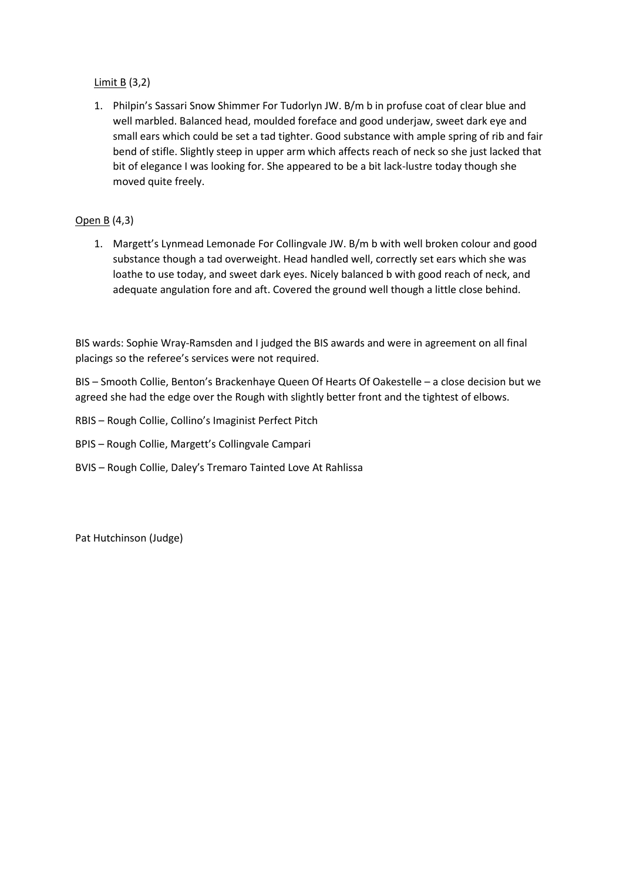<u>Limit B</u> (3,2)

1. Philpin's Sassari Snow Shimmer For Tudorlyn JW. B/m b in profuse coat of clear blue and well marbled. Balanced head, moulded foreface and good underjaw, sweet dark eye and small ears which could be set a tad tighter. Good substance with ample spring of rib and fair bend of stifle. Slightly steep in upper arm which affects reach of neck so she just lacked that bit of elegance I was looking for. She appeared to be a bit lack-lustre today though she moved quite freely.

<u>Open B</u> (4,3)

1. Margett's Lynmead Lemonade For Collingvale JW. B/m b with well broken colour and good substance though a tad overweight. Head handled well, correctly set ears which she was loathe to use today, and sweet dark eyes. Nicely balanced b with good reach of neck, and adequate angulation fore and aft. Covered the ground well though a little close behind.

BIS wards: Sophie Wray-Ramsden and I judged the BIS awards and were in agreement on all final placings so the referee's services were not required.

BIS – Smooth Collie, Benton's Brackenhaye Queen Of Hearts Of Oakestelle – a close decision but we agreed she had the edge over the Rough with slightly better front and the tightest of elbows.

RBIS – Rough Collie, Collino's Imaginist Perfect Pitch

BPIS – Rough Collie, Margett's Collingvale Campari

BVIS – Rough Collie, Daley's Tremaro Tainted Love At Rahlissa

Pat Hutchinson (Judge)